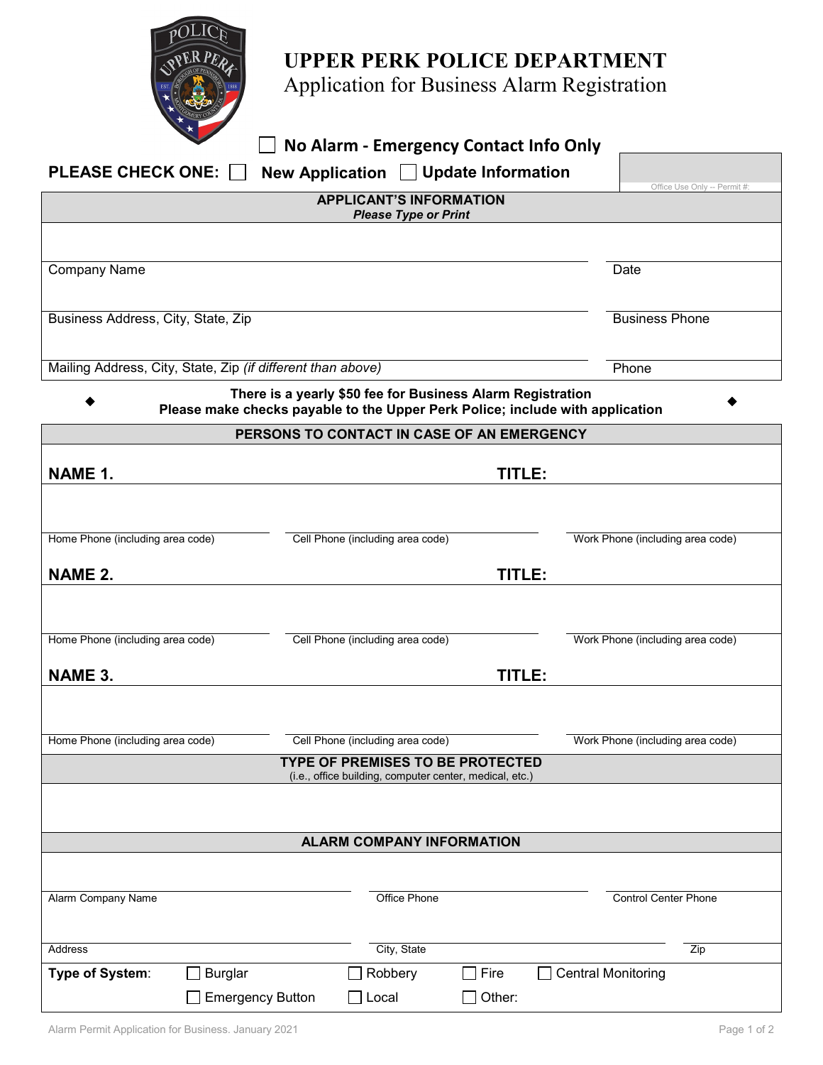# UPPER PERK POLICE DEPARTMENT

## Application for Business Alarm Registration

☐ **No Alarm - Emergency Contact Info Only**

**PLEASE CHECK ONE:** ☐ **New Application** ☐ **Update Information**

Office Use Only -- Permit #:

### APPLICANT'S INFORMATION

***Please Type or Print***

| | |
|---|---|
| Company Name | Date |
| Business Address, City, State, Zip | Business Phone |
| Mailing Address, City, State, Zip *(if different than above)* | Phone |

◆ **There is a yearly $50 fee for Business Alarm Registration**
**Please make checks payable to the Upper Perk Police; include with application** ◆

### PERSONS TO CONTACT IN CASE OF AN EMERGENCY

**NAME 1.** **TITLE:**

| Home Phone (including area code) | Cell Phone (including area code) | Work Phone (including area code) |
|---|---|---|
| | | |

**NAME 2.** **TITLE:**

| Home Phone (including area code) | Cell Phone (including area code) | Work Phone (including area code) |
|---|---|---|
| | | |

**NAME 3.** **TITLE:**

| Home Phone (including area code) | Cell Phone (including area code) | Work Phone (including area code) |
|---|---|---|
| | | |

### TYPE OF PREMISES TO BE PROTECTED

(i.e., office building, computer center, medical, etc.)

### ALARM COMPANY INFORMATION

| | | |
|---|---|---|
| Alarm Company Name | Office Phone | Control Center Phone |
| Address | City, State | Zip |

**Type of System**: ☐ Burglar ☐ Robbery ☐ Fire ☐ Central Monitoring
☐ Emergency Button ☐ Local ☐ Other:

Alarm Permit Application for Business. January 2021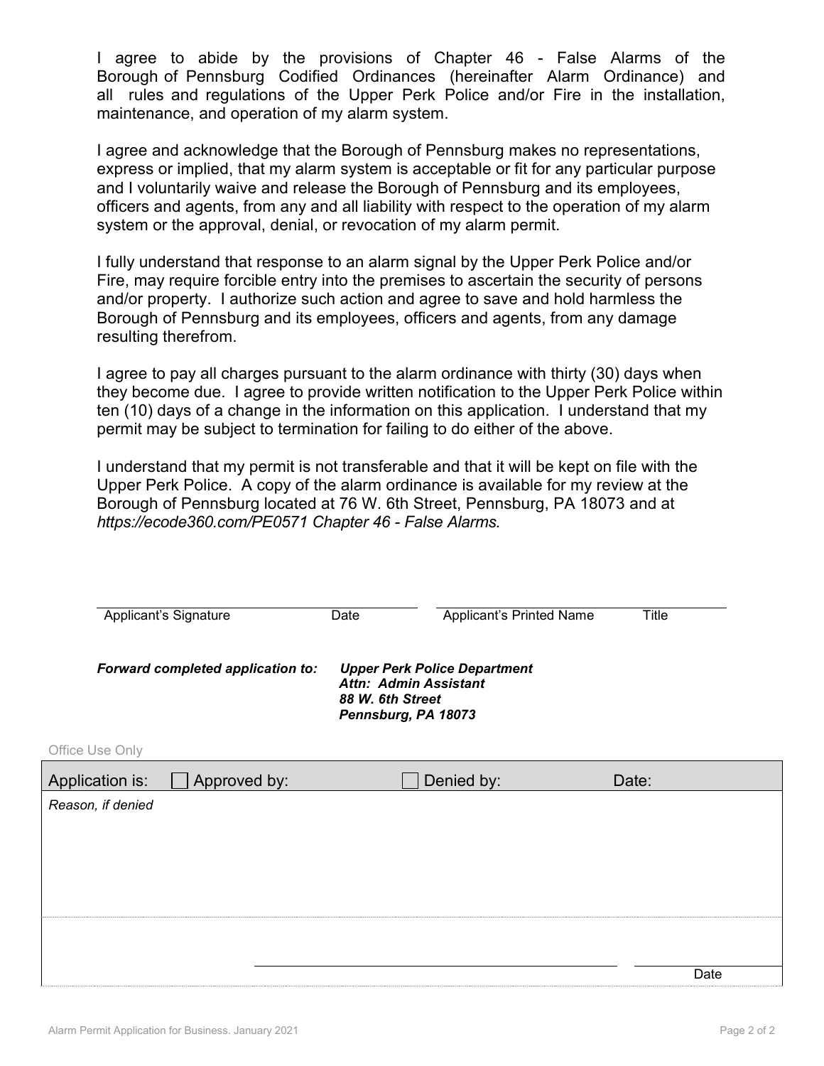I agree to abide by the provisions of Chapter 46 - False Alarms of the Borough of Pennsburg Codified Ordinances (hereinafter Alarm Ordinance) and all rules and regulations of the Upper Perk Police and/or Fire in the installation, maintenance, and operation of my alarm system.

I agree and acknowledge that the Borough of Pennsburg makes no representations, express or implied, that my alarm system is acceptable or fit for any particular purpose and I voluntarily waive and release the Borough of Pennsburg and its employees, officers and agents, from any and all liability with respect to the operation of my alarm system or the approval, denial, or revocation of my alarm permit.

I fully understand that response to an alarm signal by the Upper Perk Police and/or Fire, may require forcible entry into the premises to ascertain the security of persons and/or property. I authorize such action and agree to save and hold harmless the Borough of Pennsburg and its employees, officers and agents, from any damage resulting therefrom.

I agree to pay all charges pursuant to the alarm ordinance with thirty (30) days when they become due. I agree to provide written notification to the Upper Perk Police within ten (10) days of a change in the information on this application. I understand that my permit may be subject to termination for failing to do either of the above.

I understand that my permit is not transferable and that it will be kept on file with the Upper Perk Police. A copy of the alarm ordinance is available for my review at the Borough of Pennsburg located at 76 W. 6th Street, Pennsburg, PA 18073 and at *https://ecode360.com/PE0571 Chapter 46 - False Alarms.*

Applicant's Signature ____________ Date ____________ Applicant's Printed Name ____________ Title ____________

***Forward completed application to:*** ***Upper Perk Police Department***
***Attn: Admin Assistant***
***88 W. 6th Street***
***Pennsburg, PA 18073***

Office Use Only

| | | | |
|---|---|---|---|
| Application is: | ☐ Approved by: | ☐ Denied by: | Date: |
| *Reason, if denied* | | | |
| | ____________ | | Date |